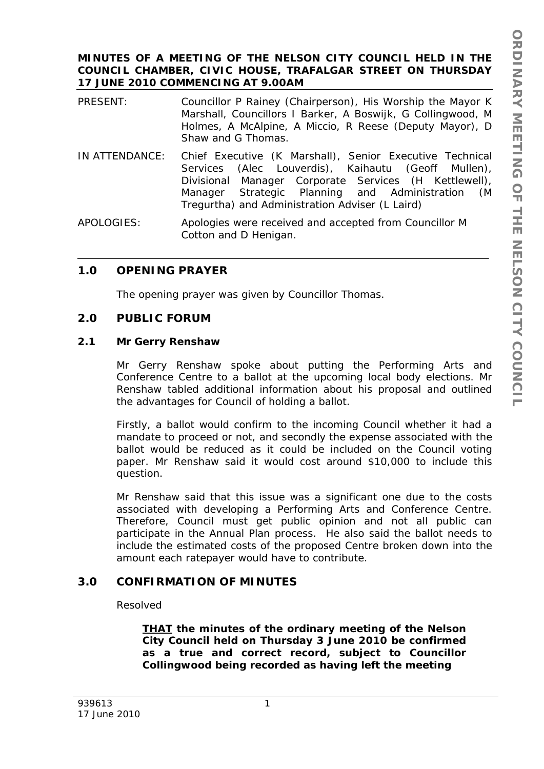**MINUTES OF A MEETING OF THE NELSON CITY COUNCIL HELD IN THE COUNCIL CHAMBER, CIVIC HOUSE, TRAFALGAR STREET ON THURSDAY 17 JUNE 2010 COMMENCING AT 9.00AM**

PRESENT: Councillor P Rainey (Chairperson), His Worship the Mayor K Marshall, Councillors I Barker, A Boswijk, G Collingwood, M Holmes, A McAlpine, A Miccio, R Reese (Deputy Mayor), D Shaw and G Thomas.

IN ATTENDANCE: Chief Executive (K Marshall), Senior Executive Technical Services (Alec Louverdis), Kaihautu (Geoff Mullen), Divisional Manager Corporate Services (H Kettlewell), Manager Strategic Planning and Administration (M Tregurtha) and Administration Adviser (L Laird)

APOLOGIES: Apologies were received and accepted from Councillor M Cotton and D Henigan.

## 1.0 OPENING PRAYER

The opening prayer was given by Councillor Thomas.

## 2.0 PUBLIC FORUM

### 2.1 Mr Gerry Renshaw

Mr Gerry Renshaw spoke about putting the Performing Arts and Conference Centre to a ballot at the upcoming local body elections. Mr Renshaw tabled additional information about his proposal and outlined the advantages for Council of holding a ballot.

Firstly, a ballot would confirm to the incoming Council whether it had a mandate to proceed or not, and secondly the expense associated with the ballot would be reduced as it could be included on the Council voting paper. Mr Renshaw said it would cost around $10,000 to include this question.

Mr Renshaw said that this issue was a significant one due to the costs associated with developing a Performing Arts and Conference Centre. Therefore, Council must get public opinion and not all public can participate in the Annual Plan process. He also said the ballot needs to include the estimated costs of the proposed Centre broken down into the amount each ratepayer would have to contribute.

## 3.0 CONFIRMATION OF MINUTES

Resolved

> **THAT the minutes of the ordinary meeting of the Nelson City Council held on Thursday 3 June 2010 be confirmed as a true and correct record, subject to Councillor Collingwood being recorded as having left the meeting**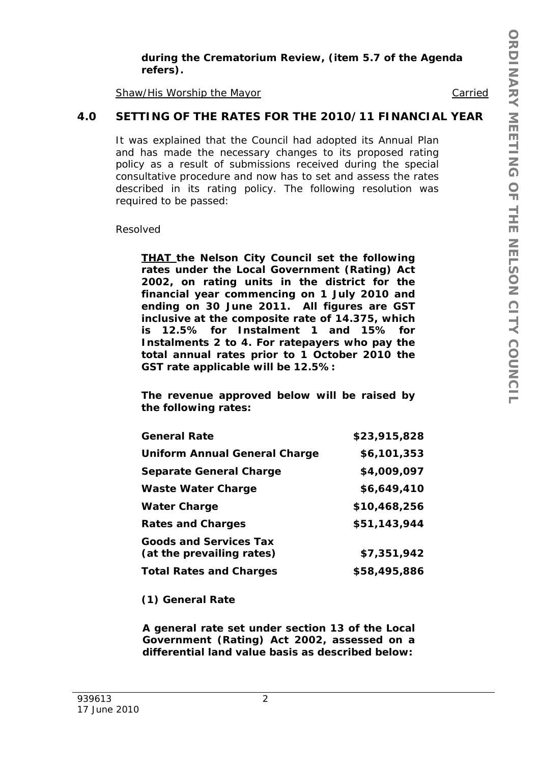**during the Crematorium Review, (item 5.7 of the Agenda refers).**

Shaw/His Worship the Mayor Carried

## 4.0 SETTING OF THE RATES FOR THE 2010/11 FINANCIAL YEAR

It was explained that the Council had adopted its Annual Plan and has made the necessary changes to its proposed rating policy as a result of submissions received during the special consultative procedure and now has to set and assess the rates described in its rating policy. The following resolution was required to be passed:

Resolved

***THAT* the Nelson City Council set the following rates under the Local Government (Rating) Act 2002, on rating units in the district for the financial year commencing on 1 July 2010 and ending on 30 June 2011. All figures are GST inclusive at the composite rate of 14.375, which is 12.5% for Instalment 1 and 15% for Instalments 2 to 4. For ratepayers who pay the total annual rates prior to 1 October 2010 the GST rate applicable will be 12.5%:**

**The revenue approved below will be raised by the following rates:**

| | |
|---|---|
| **General Rate** | **$23,915,828** |
| **Uniform Annual General Charge** | **$6,101,353** |
| **Separate General Charge** | **$4,009,097** |
| **Waste Water Charge** | **$6,649,410** |
| **Water Charge** | **$10,468,256** |
| **Rates and Charges** | **$51,143,944** |
| **Goods and Services Tax (at the prevailing rates)** | **$7,351,942** |
| **Total Rates and Charges** | **$58,495,886** |

**(1) General Rate**

**A general rate set under section 13 of the Local Government (Rating) Act 2002, assessed on a differential land value basis as described below:**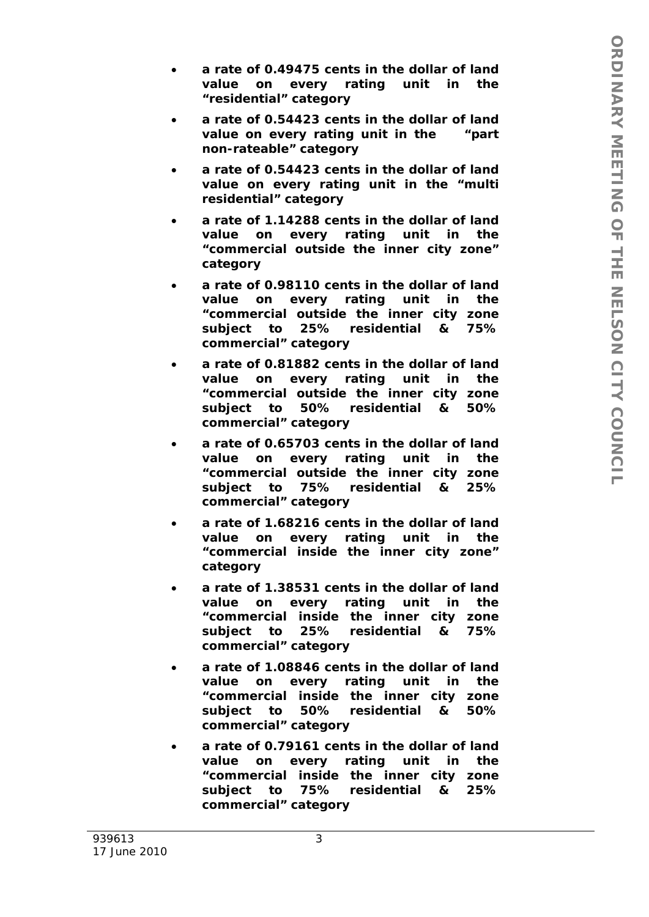- **a rate of 0.49475 cents in the dollar of land value on every rating unit in the "residential" category**
- **a rate of 0.54423 cents in the dollar of land value on every rating unit in the "part non-rateable" category**
- **a rate of 0.54423 cents in the dollar of land value on every rating unit in the "multi residential" category**
- **a rate of 1.14288 cents in the dollar of land value on every rating unit in the "commercial outside the inner city zone" category**
- **a rate of 0.98110 cents in the dollar of land value on every rating unit in the "commercial outside the inner city zone subject to 25% residential & 75% commercial" category**
- **a rate of 0.81882 cents in the dollar of land value on every rating unit in the "commercial outside the inner city zone subject to 50% residential & 50% commercial" category**
- **a rate of 0.65703 cents in the dollar of land value on every rating unit in the "commercial outside the inner city zone subject to 75% residential & 25% commercial" category**
- **a rate of 1.68216 cents in the dollar of land value on every rating unit in the "commercial inside the inner city zone" category**
- **a rate of 1.38531 cents in the dollar of land value on every rating unit in the "commercial inside the inner city zone subject to 25% residential & 75% commercial" category**
- **a rate of 1.08846 cents in the dollar of land value on every rating unit in the "commercial inside the inner city zone subject to 50% residential & 50% commercial" category**
- **a rate of 0.79161 cents in the dollar of land value on every rating unit in the "commercial inside the inner city zone subject to 75% residential & 25% commercial" category**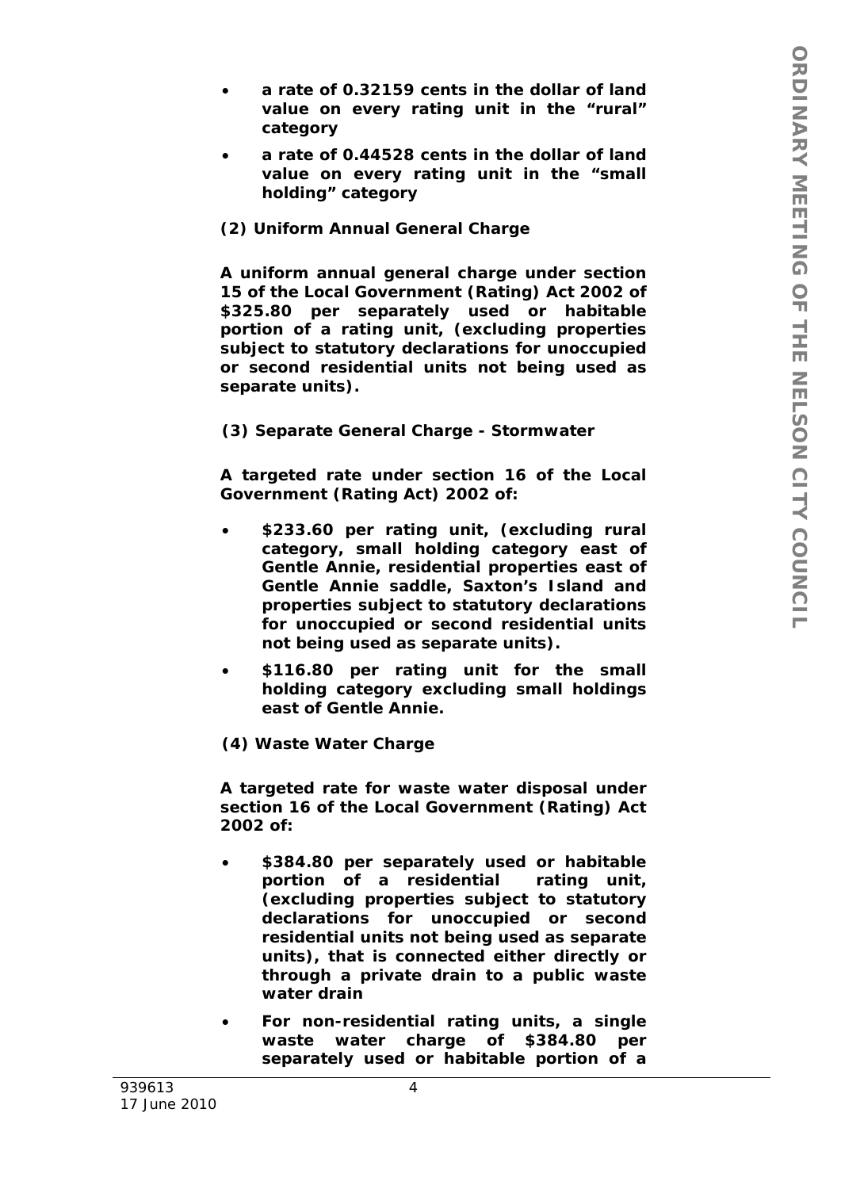- **a rate of 0.32159 cents in the dollar of land value on every rating unit in the "rural" category**
- **a rate of 0.44528 cents in the dollar of land value on every rating unit in the "small holding" category**

**(2) Uniform Annual General Charge**

**A uniform annual general charge under section 15 of the Local Government (Rating) Act 2002 of $325.80 per separately used or habitable portion of a rating unit, (excluding properties subject to statutory declarations for unoccupied or second residential units not being used as separate units).**

**(3) Separate General Charge - Stormwater**

**A targeted rate under section 16 of the Local Government (Rating Act) 2002 of:**

- **$233.60 per rating unit, (excluding rural category, small holding category east of Gentle Annie, residential properties east of Gentle Annie saddle, Saxton's Island and properties subject to statutory declarations for unoccupied or second residential units not being used as separate units).**
- **$116.80 per rating unit for the small holding category excluding small holdings east of Gentle Annie.**

**(4) Waste Water Charge**

**A targeted rate for waste water disposal under section 16 of the Local Government (Rating) Act 2002 of:**

- **$384.80 per separately used or habitable portion of a residential rating unit, (excluding properties subject to statutory declarations for unoccupied or second residential units not being used as separate units), that is connected either directly or through a private drain to a public waste water drain**
- **For non-residential rating units, a single waste water charge of $384.80 per separately used or habitable portion of a**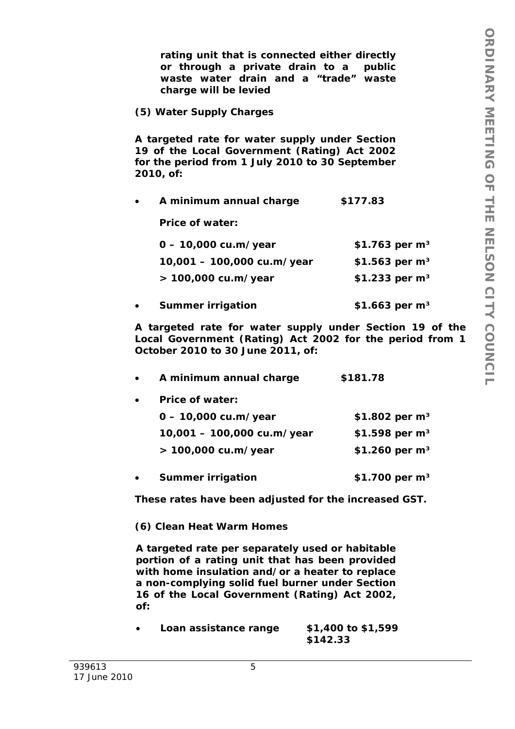**rating unit that is connected either directly or through a private drain to a public waste water drain and a "trade" waste charge will be levied**

**(5) Water Supply Charges**

**A targeted rate for water supply under Section 19 of the Local Government (Rating) Act 2002 for the period from 1 July 2010 to 30 September 2010, of:**

- **A minimum annual charge** **$177.83**

  **Price of water:**

  | | |
  |---|---|
  | **0 – 10,000 cu.m/year** | **$1.763 per m³** |
  | **10,001 – 100,000 cu.m/year** | **$1.563 per m³** |
  | **> 100,000 cu.m/year** | **$1.233 per m³** |

- **Summer irrigation** **$1.663 per m³**

**A targeted rate for water supply under Section 19 of the Local Government (Rating) Act 2002 for the period from 1 October 2010 to 30 June 2011, of:**

- **A minimum annual charge** **$181.78**
- **Price of water:**

  | | |
  |---|---|
  | **0 – 10,000 cu.m/year** | **$1.802 per m³** |
  | **10,001 – 100,000 cu.m/year** | **$1.598 per m³** |
  | **> 100,000 cu.m/year** | **$1.260 per m³** |

- **Summer irrigation** **$1.700 per m³**

**These rates have been adjusted for the increased GST.**

**(6) Clean Heat Warm Homes**

**A targeted rate per separately used or habitable portion of a rating unit that has been provided with home insulation and/or a heater to replace a non-complying solid fuel burner under Section 16 of the Local Government (Rating) Act 2002, of:**

- **Loan assistance range** **$1,400 to $1,599**
  **$142.33**

939613
17 June 2010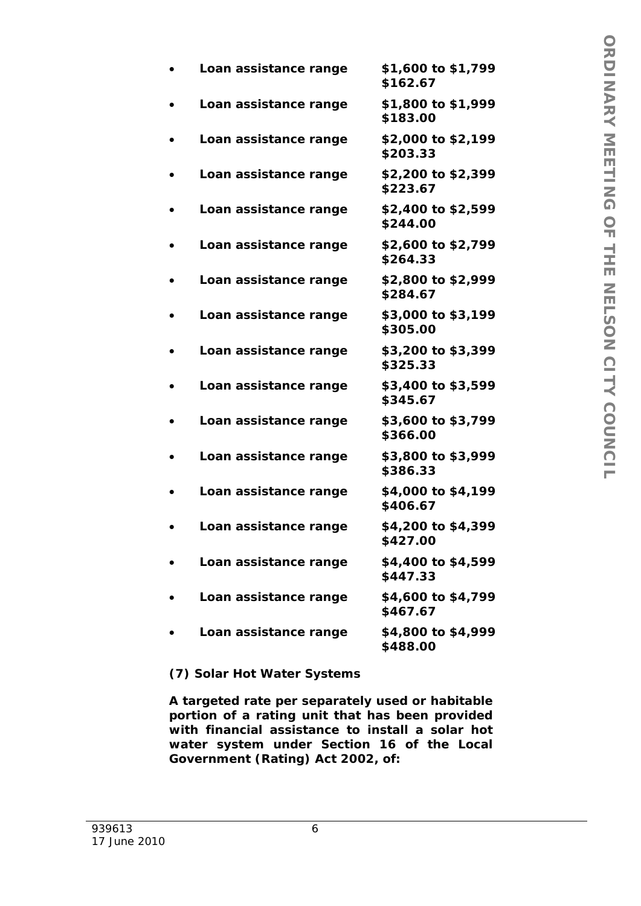- **Loan assistance range** **$1,600 to $1,799 $162.67**
- **Loan assistance range** **$1,800 to $1,999 $183.00**
- **Loan assistance range** **$2,000 to $2,199 $203.33**
- **Loan assistance range** **$2,200 to $2,399 $223.67**
- **Loan assistance range** **$2,400 to $2,599 $244.00**
- **Loan assistance range** **$2,600 to $2,799 $264.33**
- **Loan assistance range** **$2,800 to $2,999 $284.67**
- **Loan assistance range** **$3,000 to $3,199 $305.00**
- **Loan assistance range** **$3,200 to $3,399 $325.33**
- **Loan assistance range** **$3,400 to $3,599 $345.67**
- **Loan assistance range** **$3,600 to $3,799 $366.00**
- **Loan assistance range** **$3,800 to $3,999 $386.33**
- **Loan assistance range** **$4,000 to $4,199 $406.67**
- **Loan assistance range** **$4,200 to $4,399 $427.00**
- **Loan assistance range** **$4,400 to $4,599 $447.33**
- **Loan assistance range** **$4,600 to $4,799 $467.67**
- **Loan assistance range** **$4,800 to $4,999 $488.00**

**(7) Solar Hot Water Systems**

**A targeted rate per separately used or habitable portion of a rating unit that has been provided with financial assistance to install a solar hot water system under Section 16 of the Local Government (Rating) Act 2002, of:**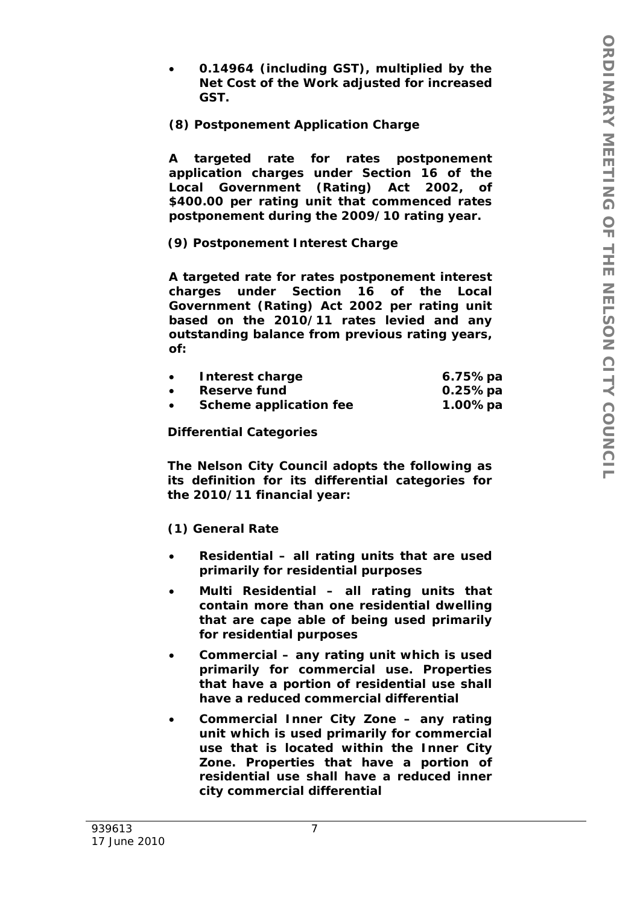- **0.14964 (including GST), multiplied by the Net Cost of the Work adjusted for increased GST.**

**(8) Postponement Application Charge**

**A targeted rate for rates postponement application charges under Section 16 of the Local Government (Rating) Act 2002, of $400.00 per rating unit that commenced rates postponement during the 2009/10 rating year.**

**(9) Postponement Interest Charge**

**A targeted rate for rates postponement interest charges under Section 16 of the Local Government (Rating) Act 2002 per rating unit based on the 2010/11 rates levied and any outstanding balance from previous rating years, of:**

- **Interest charge 6.75% pa**
- **Reserve fund 0.25% pa**
- **Scheme application fee 1.00% pa**

**Differential Categories**

**The Nelson City Council adopts the following as its definition for its differential categories for the 2010/11 financial year:**

**(1) General Rate**

- **Residential – all rating units that are used primarily for residential purposes**
- **Multi Residential – all rating units that contain more than one residential dwelling that are cape able of being used primarily for residential purposes**
- **Commercial – any rating unit which is used primarily for commercial use. Properties that have a portion of residential use shall have a reduced commercial differential**
- **Commercial Inner City Zone – any rating unit which is used primarily for commercial use that is located within the Inner City Zone. Properties that have a portion of residential use shall have a reduced inner city commercial differential**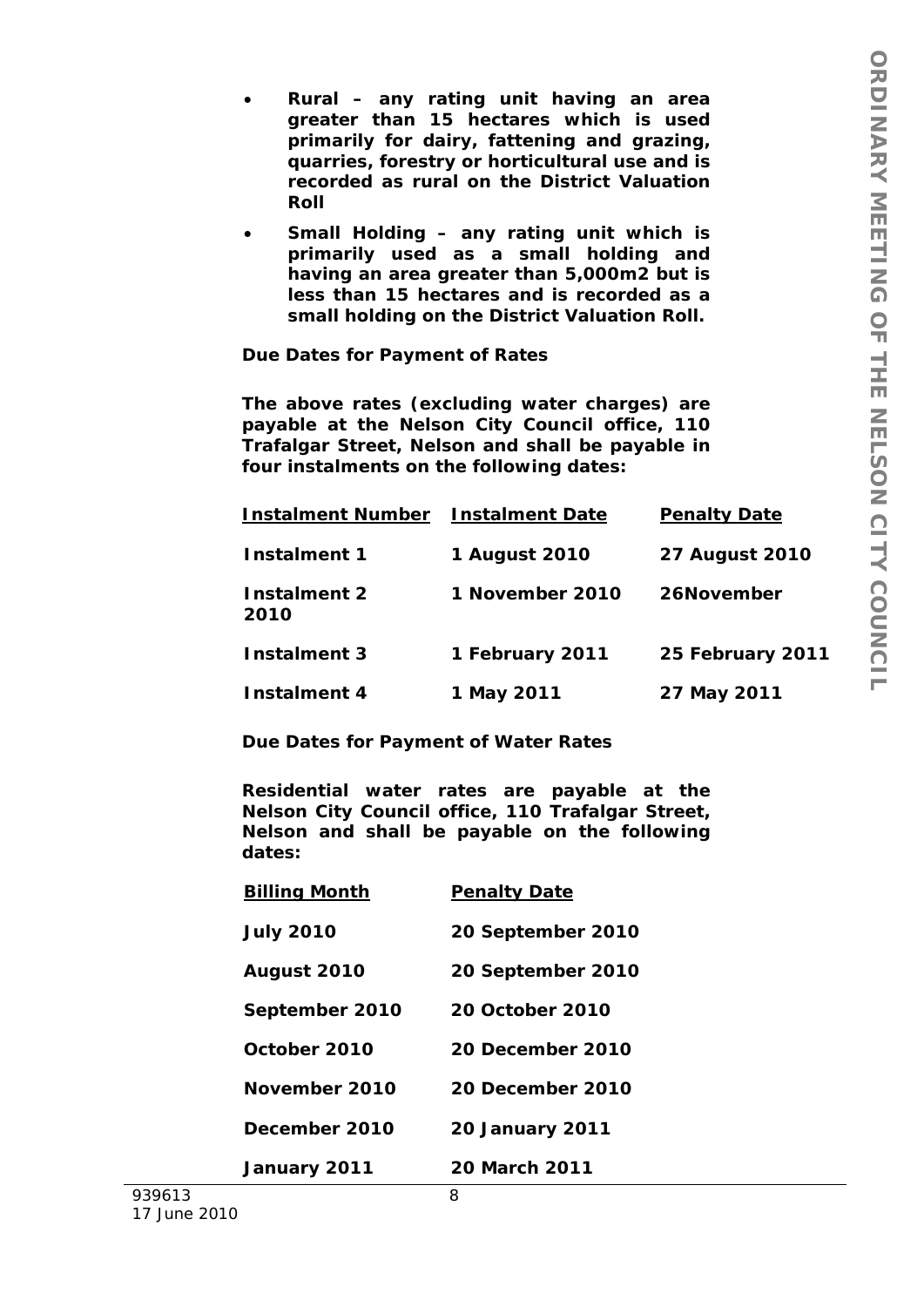- **Rural – any rating unit having an area greater than 15 hectares which is used primarily for dairy, fattening and grazing, quarries, forestry or horticultural use and is recorded as rural on the District Valuation Roll**
- **Small Holding – any rating unit which is primarily used as a small holding and having an area greater than 5,000m2 but is less than 15 hectares and is recorded as a small holding on the District Valuation Roll.**

**Due Dates for Payment of Rates**

**The above rates (excluding water charges) are payable at the Nelson City Council office, 110 Trafalgar Street, Nelson and shall be payable in four instalments on the following dates:**

| Instalment Number | Instalment Date | Penalty Date |
|---|---|---|
| Instalment 1 | 1 August 2010 | 27 August 2010 |
| Instalment 2 | 1 November 2010 | 26November 2010 |
| Instalment 3 | 1 February 2011 | 25 February 2011 |
| Instalment 4 | 1 May 2011 | 27 May 2011 |

**Due Dates for Payment of Water Rates**

**Residential water rates are payable at the Nelson City Council office, 110 Trafalgar Street, Nelson and shall be payable on the following dates:**

| Billing Month | Penalty Date |
|---|---|
| July 2010 | 20 September 2010 |
| August 2010 | 20 September 2010 |
| September 2010 | 20 October 2010 |
| October 2010 | 20 December 2010 |
| November 2010 | 20 December 2010 |
| December 2010 | 20 January 2011 |
| January 2011 | 20 March 2011 |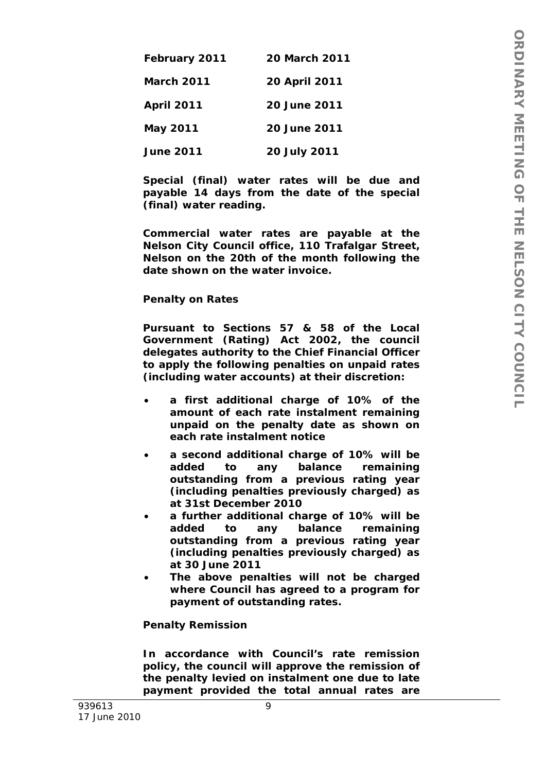| | |
|---|---|
| **February 2011** | **20 March 2011** |
| **March 2011** | **20 April 2011** |
| **April 2011** | **20 June 2011** |
| **May 2011** | **20 June 2011** |
| **June 2011** | **20 July 2011** |

**Special (final) water rates will be due and payable 14 days from the date of the special (final) water reading.**

**Commercial water rates are payable at the Nelson City Council office, 110 Trafalgar Street, Nelson on the 20th of the month following the date shown on the water invoice.**

**Penalty on Rates**

**Pursuant to Sections 57 & 58 of the Local Government (Rating) Act 2002, the council delegates authority to the Chief Financial Officer to apply the following penalties on unpaid rates (including water accounts) at their discretion:**

- **a first additional charge of 10% of the amount of each rate instalment remaining unpaid on the penalty date as shown on each rate instalment notice**
- **a second additional charge of 10% will be added to any balance remaining outstanding from a previous rating year (including penalties previously charged) as at 31st December 2010**
- **a further additional charge of 10% will be added to any balance remaining outstanding from a previous rating year (including penalties previously charged) as at 30 June 2011**
- **The above penalties will not be charged where Council has agreed to a program for payment of outstanding rates.**

**Penalty Remission**

**In accordance with Council's rate remission policy, the council will approve the remission of the penalty levied on instalment one due to late payment provided the total annual rates are**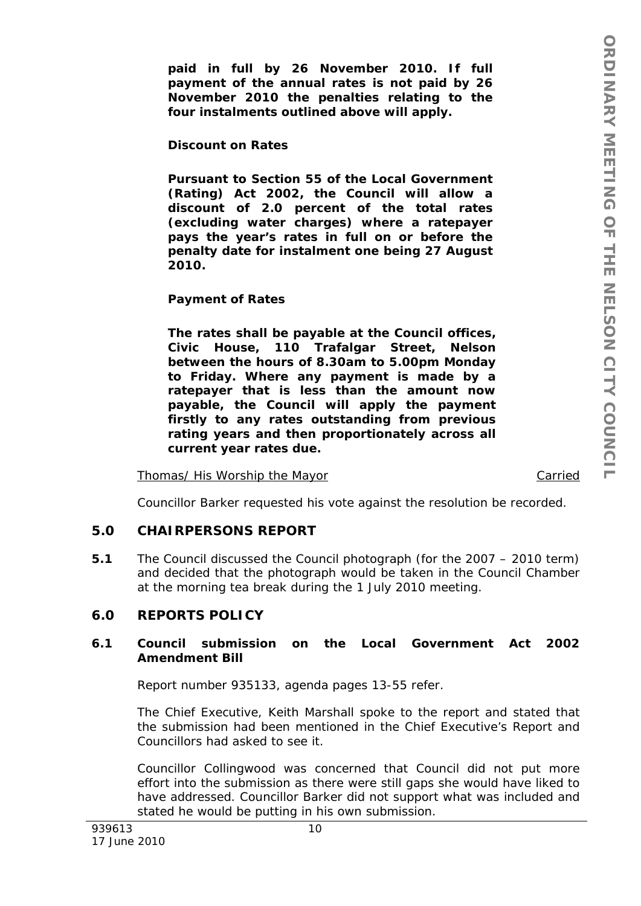**paid in full by 26 November 2010. If full payment of the annual rates is not paid by 26 November 2010 the penalties relating to the four instalments outlined above will apply.**

**Discount on Rates**

**Pursuant to Section 55 of the Local Government (Rating) Act 2002, the Council will allow a discount of 2.0 percent of the total rates (excluding water charges) where a ratepayer pays the year's rates in full on or before the penalty date for instalment one being 27 August 2010.**

**Payment of Rates**

**The rates shall be payable at the Council offices, Civic House, 110 Trafalgar Street, Nelson between the hours of 8.30am to 5.00pm Monday to Friday. Where any payment is made by a ratepayer that is less than the amount now payable, the Council will apply the payment firstly to any rates outstanding from previous rating years and then proportionately across all current year rates due.**

Thomas/ His Worship the Mayor — Carried

Councillor Barker requested his vote against the resolution be recorded.

## 5.0 CHAIRPERSONS REPORT

**5.1** The Council discussed the Council photograph (for the 2007 – 2010 term) and decided that the photograph would be taken in the Council Chamber at the morning tea break during the 1 July 2010 meeting.

## 6.0 REPORTS POLICY

### 6.1 Council submission on the Local Government Act 2002 Amendment Bill

Report number 935133, agenda pages 13-55 refer.

The Chief Executive, Keith Marshall spoke to the report and stated that the submission had been mentioned in the Chief Executive's Report and Councillors had asked to see it.

Councillor Collingwood was concerned that Council did not put more effort into the submission as there were still gaps she would have liked to have addressed. Councillor Barker did not support what was included and stated he would be putting in his own submission.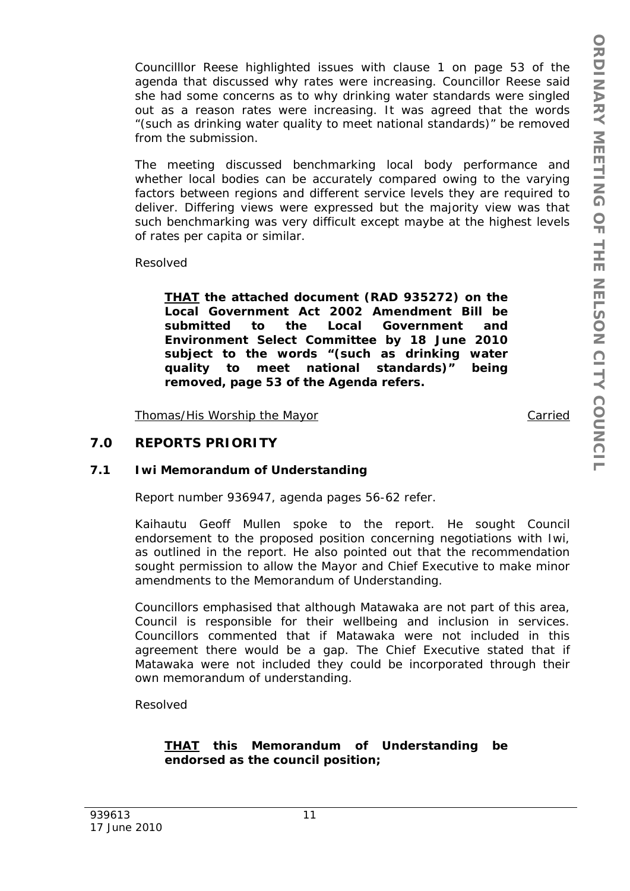Councilllor Reese highlighted issues with clause 1 on page 53 of the agenda that discussed why rates were increasing. Councillor Reese said she had some concerns as to why drinking water standards were singled out as a reason rates were increasing. It was agreed that the words "(such as drinking water quality to meet national standards)" be removed from the submission.

The meeting discussed benchmarking local body performance and whether local bodies can be accurately compared owing to the varying factors between regions and different service levels they are required to deliver. Differing views were expressed but the majority view was that such benchmarking was very difficult except maybe at the highest levels of rates per capita or similar.

Resolved

> **THAT the attached document (RAD 935272) on the Local Government Act 2002 Amendment Bill be submitted to the Local Government and Environment Select Committee by 18 June 2010 subject to the words "(such as drinking water quality to meet national standards)" being removed, page 53 of the Agenda refers.**

Thomas/His Worship the Mayor — Carried

## 7.0 REPORTS PRIORITY

### 7.1 Iwi Memorandum of Understanding

Report number 936947, agenda pages 56-62 refer.

Kaihautu Geoff Mullen spoke to the report. He sought Council endorsement to the proposed position concerning negotiations with Iwi, as outlined in the report. He also pointed out that the recommendation sought permission to allow the Mayor and Chief Executive to make minor amendments to the Memorandum of Understanding.

Councillors emphasised that although Matawaka are not part of this area, Council is responsible for their wellbeing and inclusion in services. Councillors commented that if Matawaka were not included in this agreement there would be a gap. The Chief Executive stated that if Matawaka were not included they could be incorporated through their own memorandum of understanding.

Resolved

> **THAT this Memorandum of Understanding be endorsed as the council position;**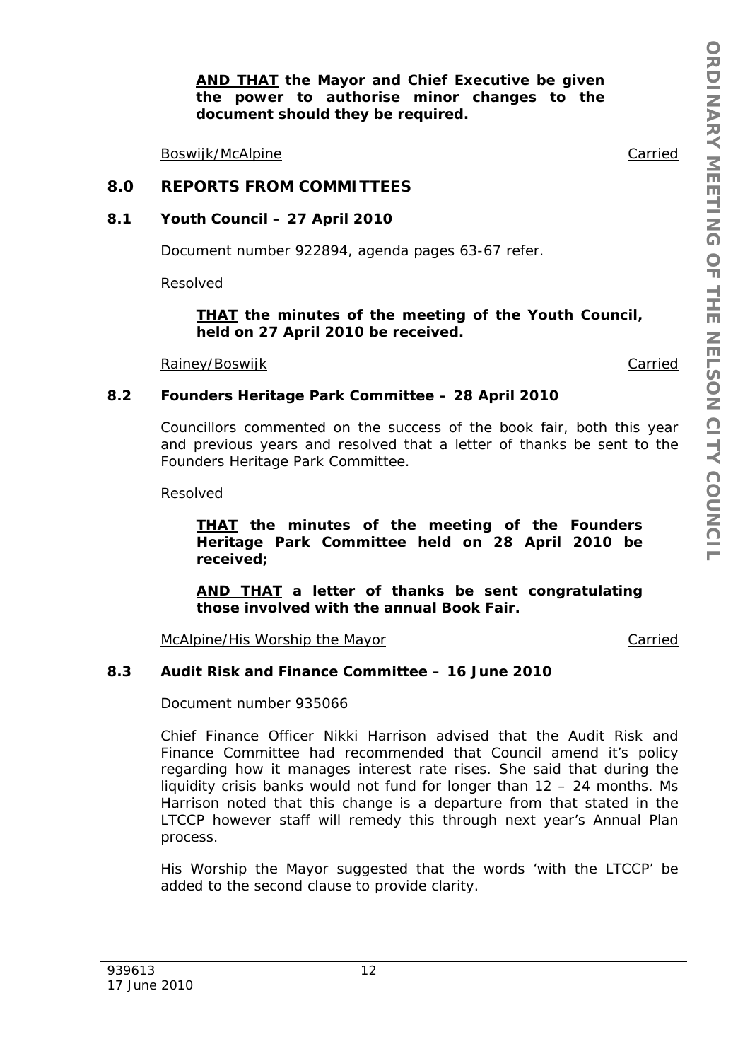**<u>AND THAT</u> the Mayor and Chief Executive be given the power to authorise minor changes to the document should they be required.**

<u>Boswijk/McAlpine</u> <u>Carried</u>

## 8.0 REPORTS FROM COMMITTEES

### 8.1 Youth Council – 27 April 2010

Document number 922894, agenda pages 63-67 refer.

Resolved

**<u>THAT</u> the minutes of the meeting of the Youth Council, held on 27 April 2010 be received.**

<u>Rainey/Boswijk</u> <u>Carried</u>

### 8.2 Founders Heritage Park Committee – 28 April 2010

Councillors commented on the success of the book fair, both this year and previous years and resolved that a letter of thanks be sent to the Founders Heritage Park Committee.

Resolved

**<u>THAT</u> the minutes of the meeting of the Founders Heritage Park Committee held on 28 April 2010 be received;**

**<u>AND THAT</u> a letter of thanks be sent congratulating those involved with the annual Book Fair.**

<u>McAlpine/His Worship the Mayor</u> <u>Carried</u>

### 8.3 Audit Risk and Finance Committee – 16 June 2010

Document number 935066

Chief Finance Officer Nikki Harrison advised that the Audit Risk and Finance Committee had recommended that Council amend it's policy regarding how it manages interest rate rises. She said that during the liquidity crisis banks would not fund for longer than 12 – 24 months. Ms Harrison noted that this change is a departure from that stated in the LTCCP however staff will remedy this through next year's Annual Plan process.

His Worship the Mayor suggested that the words 'with the LTCCP' be added to the second clause to provide clarity.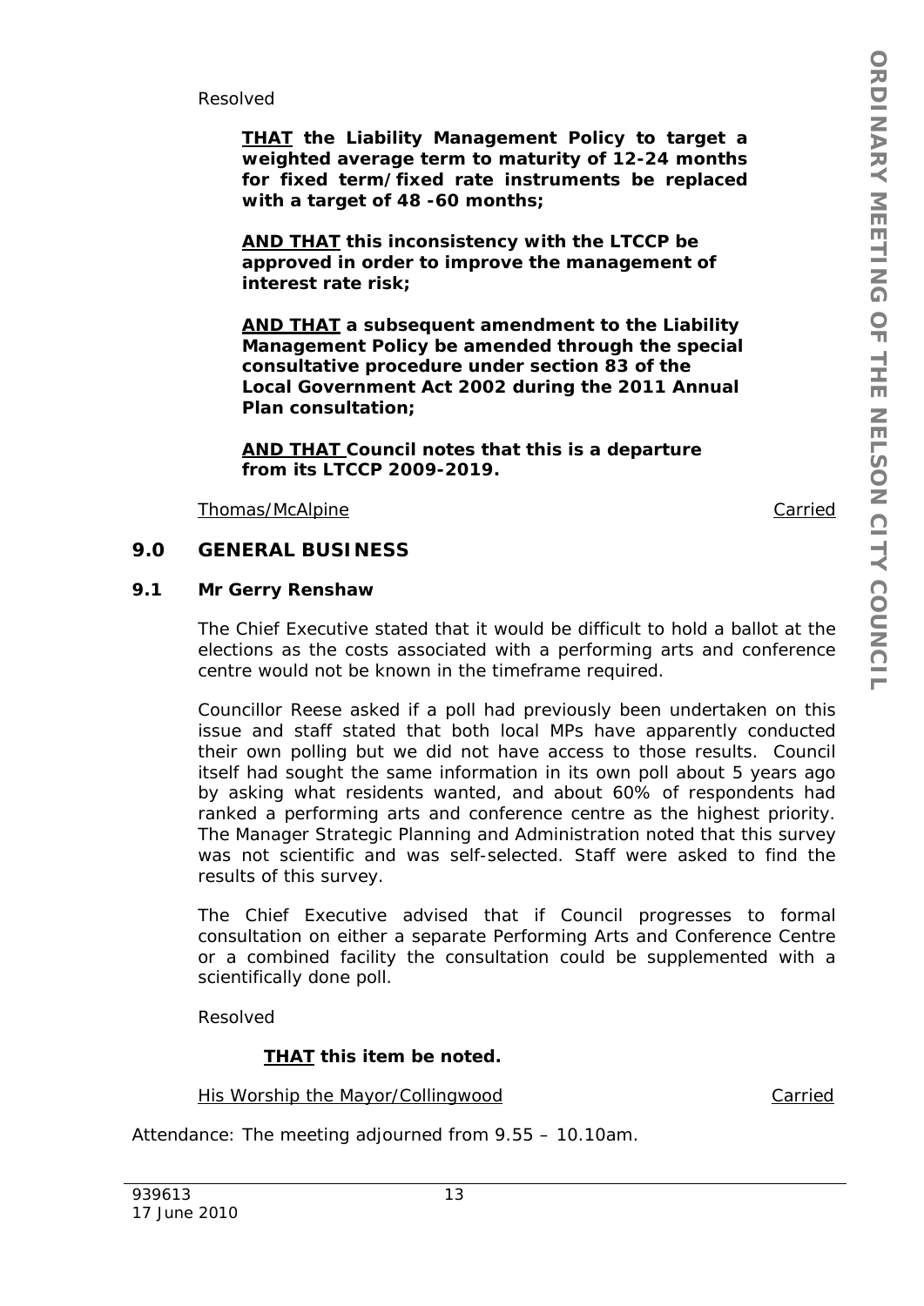Resolved

> **<u>THAT</u> the Liability Management Policy to target a weighted average term to maturity of 12-24 months for fixed term/fixed rate instruments be replaced with a target of 48 -60 months;**
>
> **<u>AND THAT</u> this inconsistency with the LTCCP be approved in order to improve the management of interest rate risk;**
>
> **<u>AND THAT</u> a subsequent amendment to the Liability Management Policy be amended through the special consultative procedure under section 83 of the Local Government Act 2002 during the 2011 Annual Plan consultation;**
>
> **<u>AND THAT</u> Council notes that this is a departure from its LTCCP 2009-2019.**

<u>Thomas/McAlpine</u> <u>Carried</u>

## 9.0 GENERAL BUSINESS

### 9.1 Mr Gerry Renshaw

The Chief Executive stated that it would be difficult to hold a ballot at the elections as the costs associated with a performing arts and conference centre would not be known in the timeframe required.

Councillor Reese asked if a poll had previously been undertaken on this issue and staff stated that both local MPs have apparently conducted their own polling but we did not have access to those results. Council itself had sought the same information in its own poll about 5 years ago by asking what residents wanted, and about 60% of respondents had ranked a performing arts and conference centre as the highest priority. The Manager Strategic Planning and Administration noted that this survey was not scientific and was self-selected. Staff were asked to find the results of this survey.

The Chief Executive advised that if Council progresses to formal consultation on either a separate Performing Arts and Conference Centre or a combined facility the consultation could be supplemented with a scientifically done poll.

Resolved

> **<u>THAT</u> this item be noted.**

<u>His Worship the Mayor/Collingwood</u> <u>Carried</u>

Attendance: The meeting adjourned from 9.55 – 10.10am.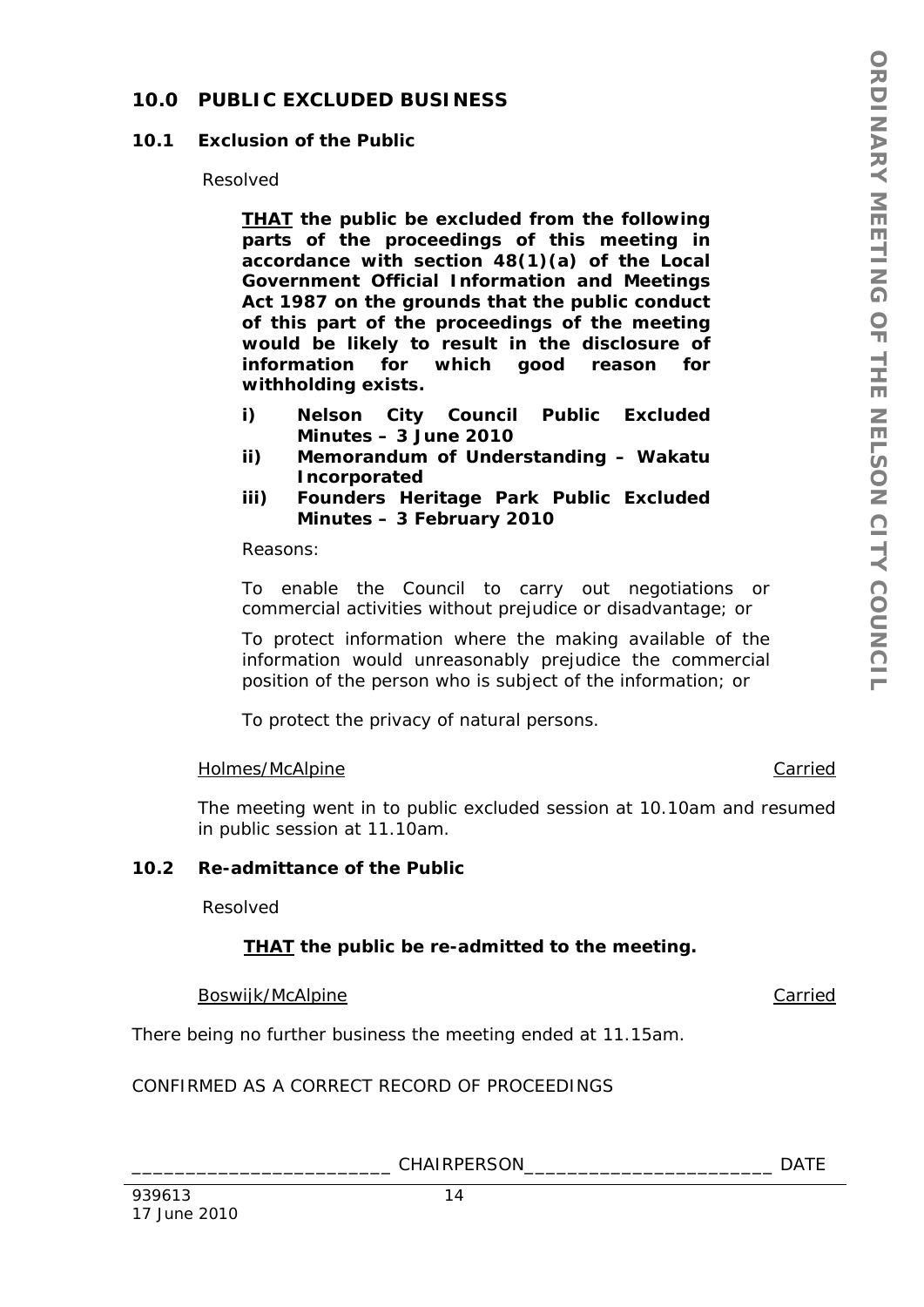## 10.0 PUBLIC EXCLUDED BUSINESS

### 10.1 Exclusion of the Public

Resolved

> **<u>THAT</u> the public be excluded from the following parts of the proceedings of this meeting in accordance with section 48(1)(a) of the Local Government Official Information and Meetings Act 1987 on the grounds that the public conduct of this part of the proceedings of the meeting would be likely to result in the disclosure of information for which good reason for withholding exists.**
>
> **i) Nelson City Council Public Excluded Minutes – 3 June 2010**
> **ii) Memorandum of Understanding – Wakatu Incorporated**
> **iii) Founders Heritage Park Public Excluded Minutes – 3 February 2010**
>
> Reasons:
>
> To enable the Council to carry out negotiations or commercial activities without prejudice or disadvantage; or
>
> To protect information where the making available of the information would unreasonably prejudice the commercial position of the person who is subject of the information; or
>
> To protect the privacy of natural persons.

<u>Holmes/McAlpine</u> Carried

The meeting went in to public excluded session at 10.10am and resumed in public session at 11.10am.

### 10.2 Re-admittance of the Public

Resolved

> **<u>THAT</u> the public be re-admitted to the meeting.**

<u>Boswijk/McAlpine</u> Carried

There being no further business the meeting ended at 11.15am.

CONFIRMED AS A CORRECT RECORD OF PROCEEDINGS

________________________ CHAIRPERSON________________________ DATE